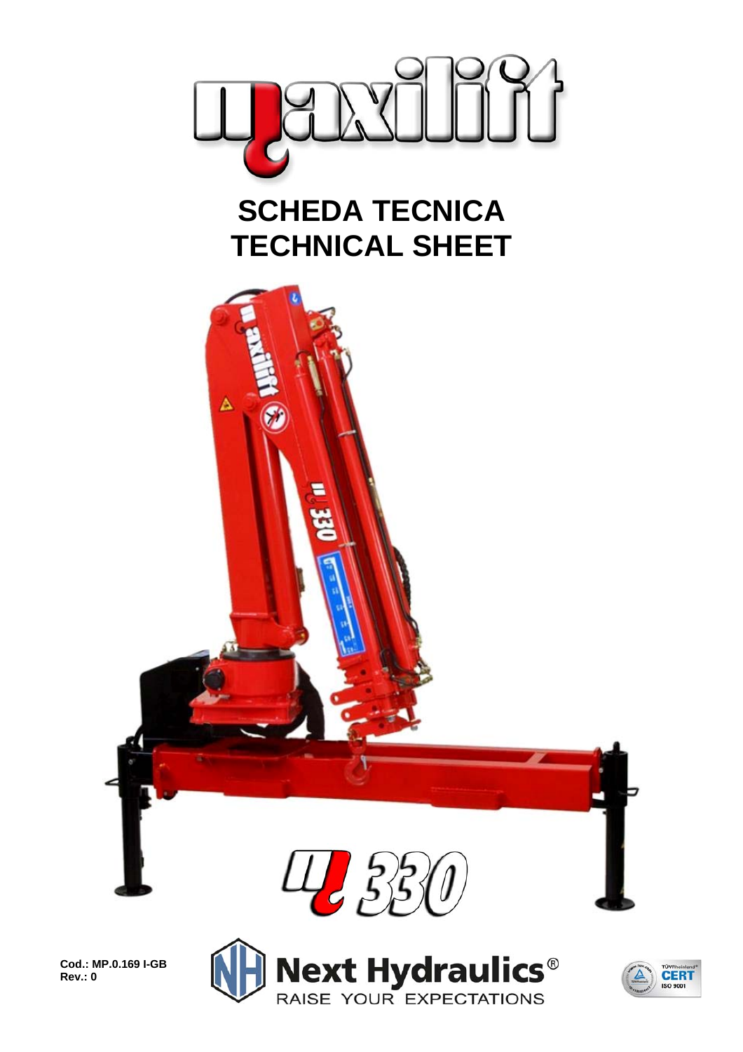# SCHEDA TECNICA
# TECHNICAL SHEET

**Cod.: MP.0.169 I-GB**
**Rev.: 0**

Next Hydraulics®
RAISE YOUR EXPECTATIONS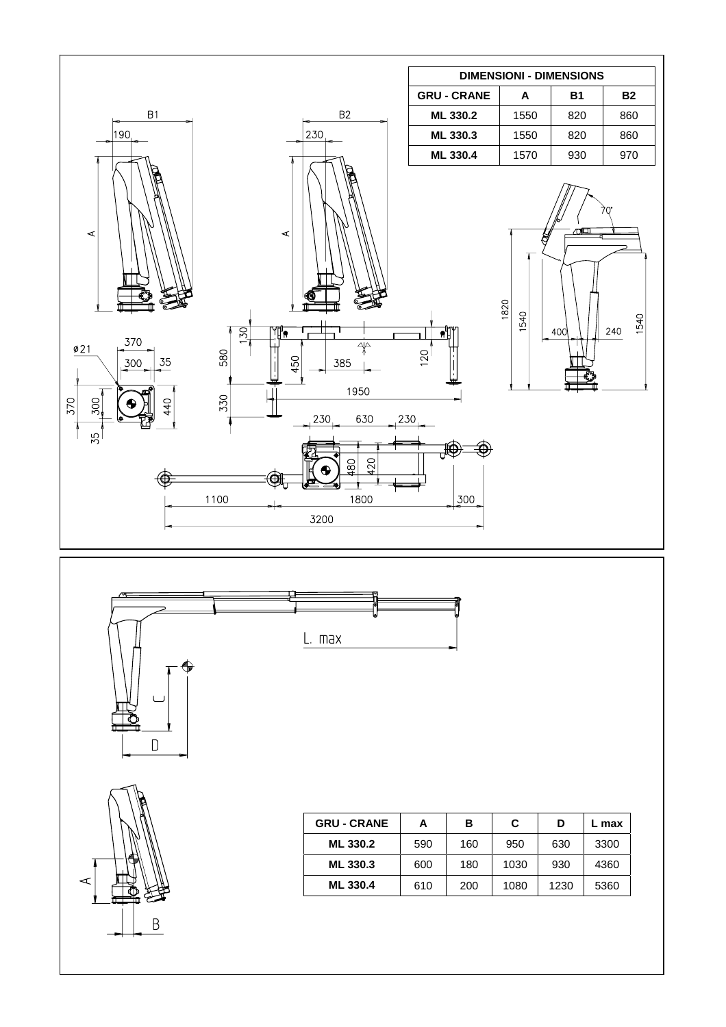| DIMENSIONI - DIMENSIONS | | | |
|---|---|---|---|
| GRU - CRANE | A | B1 | B2 |
| ML 330.2 | 1550 | 820 | 860 |
| ML 330.3 | 1550 | 820 | 860 |
| ML 330.4 | 1570 | 930 | 970 |

| GRU - CRANE | A | B | C | D | L max |
|---|---|---|---|---|---|
| ML 330.2 | 590 | 160 | 950 | 630 | 3300 |
| ML 330.3 | 600 | 180 | 1030 | 930 | 4360 |
| ML 330.4 | 610 | 200 | 1080 | 1230 | 5360 |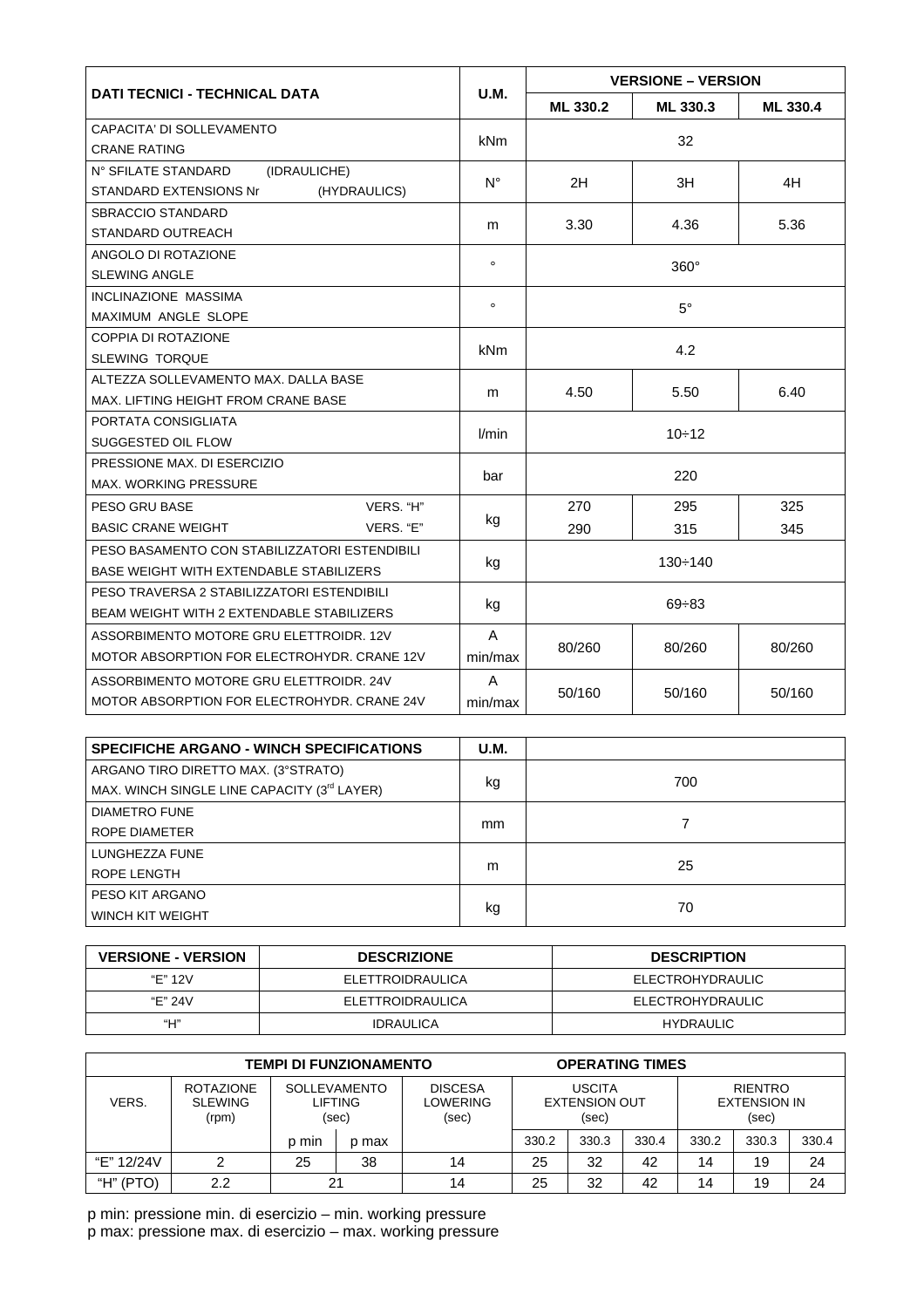| DATI TECNICI - TECHNICAL DATA | U.M. | VERSIONE – VERSION | | |
|---|---|---|---|---|
| | | ML 330.2 | ML 330.3 | ML 330.4 |
| CAPACITA' DI SOLLEVAMENTO<br>CRANE RATING | kNm | 32 | | |
| N° SFILATE STANDARD (IDRAULICHE)<br>STANDARD EXTENSIONS Nr (HYDRAULICS) | N° | 2H | 3H | 4H |
| SBRACCIO STANDARD<br>STANDARD OUTREACH | m | 3.30 | 4.36 | 5.36 |
| ANGOLO DI ROTAZIONE<br>SLEWING ANGLE | ° | 360° | | |
| INCLINAZIONE MASSIMA<br>MAXIMUM ANGLE SLOPE | ° | 5° | | |
| COPPIA DI ROTAZIONE<br>SLEWING TORQUE | kNm | 4.2 | | |
| ALTEZZA SOLLEVAMENTO MAX. DALLA BASE<br>MAX. LIFTING HEIGHT FROM CRANE BASE | m | 4.50 | 5.50 | 6.40 |
| PORTATA CONSIGLIATA<br>SUGGESTED OIL FLOW | l/min | 10÷12 | | |
| PRESSIONE MAX. DI ESERCIZIO<br>MAX. WORKING PRESSURE | bar | 220 | | |
| PESO GRU BASE VERS. "H"<br>BASIC CRANE WEIGHT VERS. "E" | kg | 270<br>290 | 295<br>315 | 325<br>345 |
| PESO BASAMENTO CON STABILIZZATORI ESTENDIBILI<br>BASE WEIGHT WITH EXTENDABLE STABILIZERS | kg | 130÷140 | | |
| PESO TRAVERSA 2 STABILIZZATORI ESTENDIBILI<br>BEAM WEIGHT WITH 2 EXTENDABLE STABILIZERS | kg | 69÷83 | | |
| ASSORBIMENTO MOTORE GRU ELETTROIDR. 12V<br>MOTOR ABSORPTION FOR ELECTROHYDR. CRANE 12V | A<br>min/max | 80/260 | 80/260 | 80/260 |
| ASSORBIMENTO MOTORE GRU ELETTROIDR. 24V<br>MOTOR ABSORPTION FOR ELECTROHYDR. CRANE 24V | A<br>min/max | 50/160 | 50/160 | 50/160 |

| SPECIFICHE ARGANO - WINCH SPECIFICATIONS | U.M. | |
|---|---|---|
| ARGANO TIRO DIRETTO MAX. (3°STRATO)<br>MAX. WINCH SINGLE LINE CAPACITY (3rd LAYER) | kg | 700 |
| DIAMETRO FUNE<br>ROPE DIAMETER | mm | 7 |
| LUNGHEZZA FUNE<br>ROPE LENGTH | m | 25 |
| PESO KIT ARGANO<br>WINCH KIT WEIGHT | kg | 70 |

| VERSIONE - VERSION | DESCRIZIONE | DESCRIPTION |
|---|---|---|
| "E" 12V | ELETTROIDRAULICA | ELECTROHYDRAULIC |
| "E" 24V | ELETTROIDRAULICA | ELECTROHYDRAULIC |
| "H" | IDRAULICA | HYDRAULIC |

| TEMPI DI FUNZIONAMENTO OPERATING TIMES | | | | | | | | | | |
|---|---|---|---|---|---|---|---|---|---|---|
| VERS. | ROTAZIONE SLEWING (rpm) | SOLLEVAMENTO LIFTING (sec) | | DISCESA LOWERING (sec) | USCITA EXTENSION OUT (sec) | | | RIENTRO EXTENSION IN (sec) | | |
| | | p min | p max | | 330.2 | 330.3 | 330.4 | 330.2 | 330.3 | 330.4 |
| "E" 12/24V | 2 | 25 | 38 | 14 | 25 | 32 | 42 | 14 | 19 | 24 |
| "H" (PTO) | 2.2 | 21 | | 14 | 25 | 32 | 42 | 14 | 19 | 24 |

p min: pressione min. di esercizio – min. working pressure
p max: pressione max. di esercizio – max. working pressure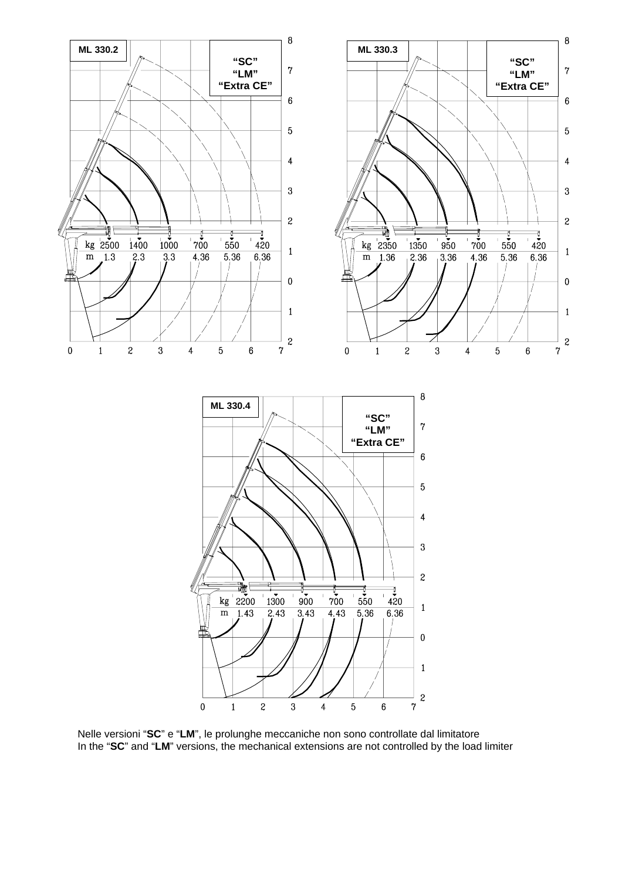**ML 330.2**

**"SC"**
**"LM"**
**"Extra CE"**

| kg | 2500 | 1400 | 1000 | 700 | 550 | 420 |
|---|---|---|---|---|---|---|
| m | 1.3 | 2.3 | 3.3 | 4.36 | 5.36 | 6.36 |

**ML 330.3**

**"SC"**
**"LM"**
**"Extra CE"**

| kg | 2350 | 1350 | 950 | 700 | 550 | 420 |
|---|---|---|---|---|---|---|
| m | 1.36 | 2.36 | 3.36 | 4.36 | 5.36 | 6.36 |

**ML 330.4**

**"SC"**
**"LM"**
**"Extra CE"**

| kg | 2200 | 1300 | 900 | 700 | 550 | 420 |
|---|---|---|---|---|---|---|
| m | 1.43 | 2.43 | 3.43 | 4.43 | 5.36 | 6.36 |

Nelle versioni "**SC**" e "**LM**", le prolunghe meccaniche non sono controllate dal limitatore
In the "**SC**" and "**LM**" versions, the mechanical extensions are not controlled by the load limiter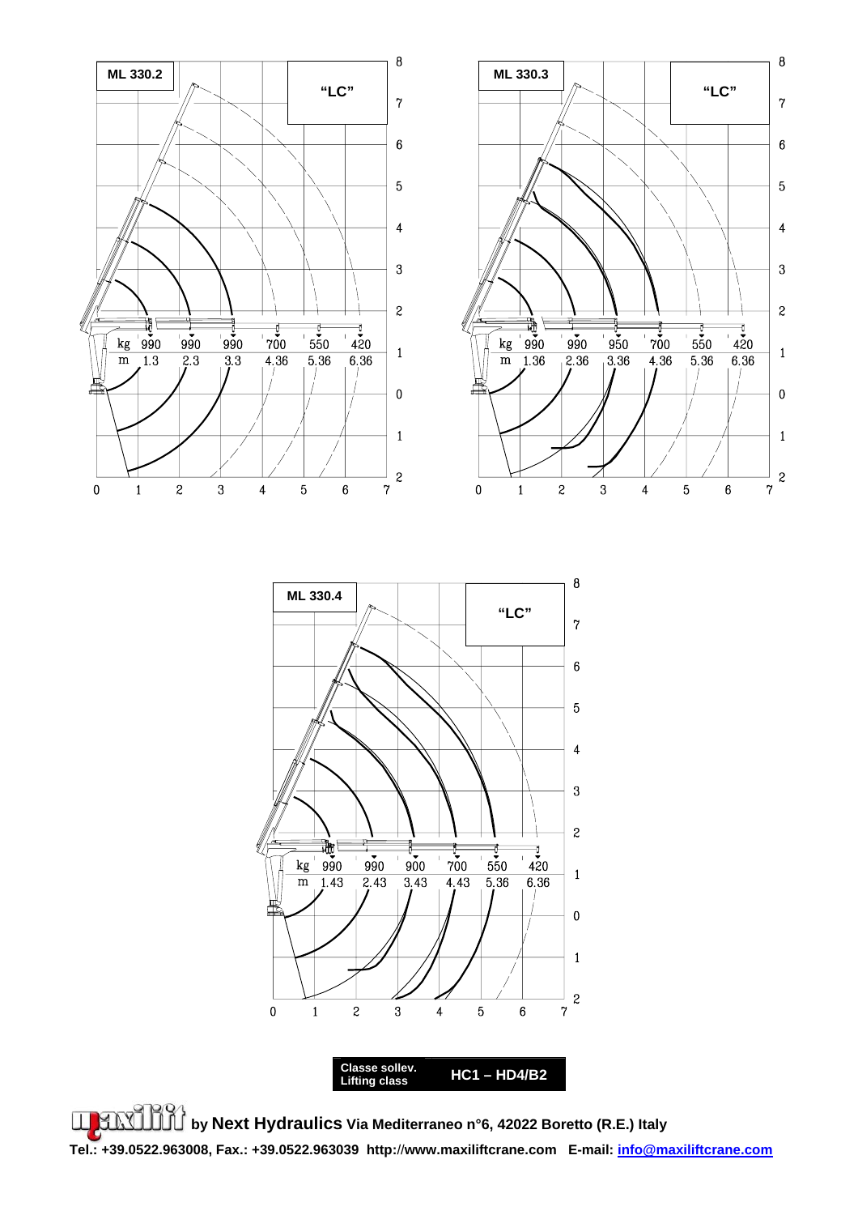ML 330.2

"LC"

kg 990 990 990 700 550 420

m 1.3 2.3 3.3 4.36 5.36 6.36

ML 330.3

"LC"

kg 990 990 950 700 550 420

m 1.36 2.36 3.36 4.36 5.36 6.36

ML 330.4

"LC"

kg 990 990 900 700 550 420

m 1.43 2.43 3.43 4.43 5.36 6.36

| Classe sollev. Lifting class | HC1 – HD4/B2 |
| --- | --- |

**by Next Hydraulics** Via Mediterraneo n°6, 42022 Boretto (R.E.) Italy

**Tel.: +39.0522.963008, Fax.: +39.0522.963039 http://www.maxiliftcrane.com E-mail: info@maxiliftcrane.com**